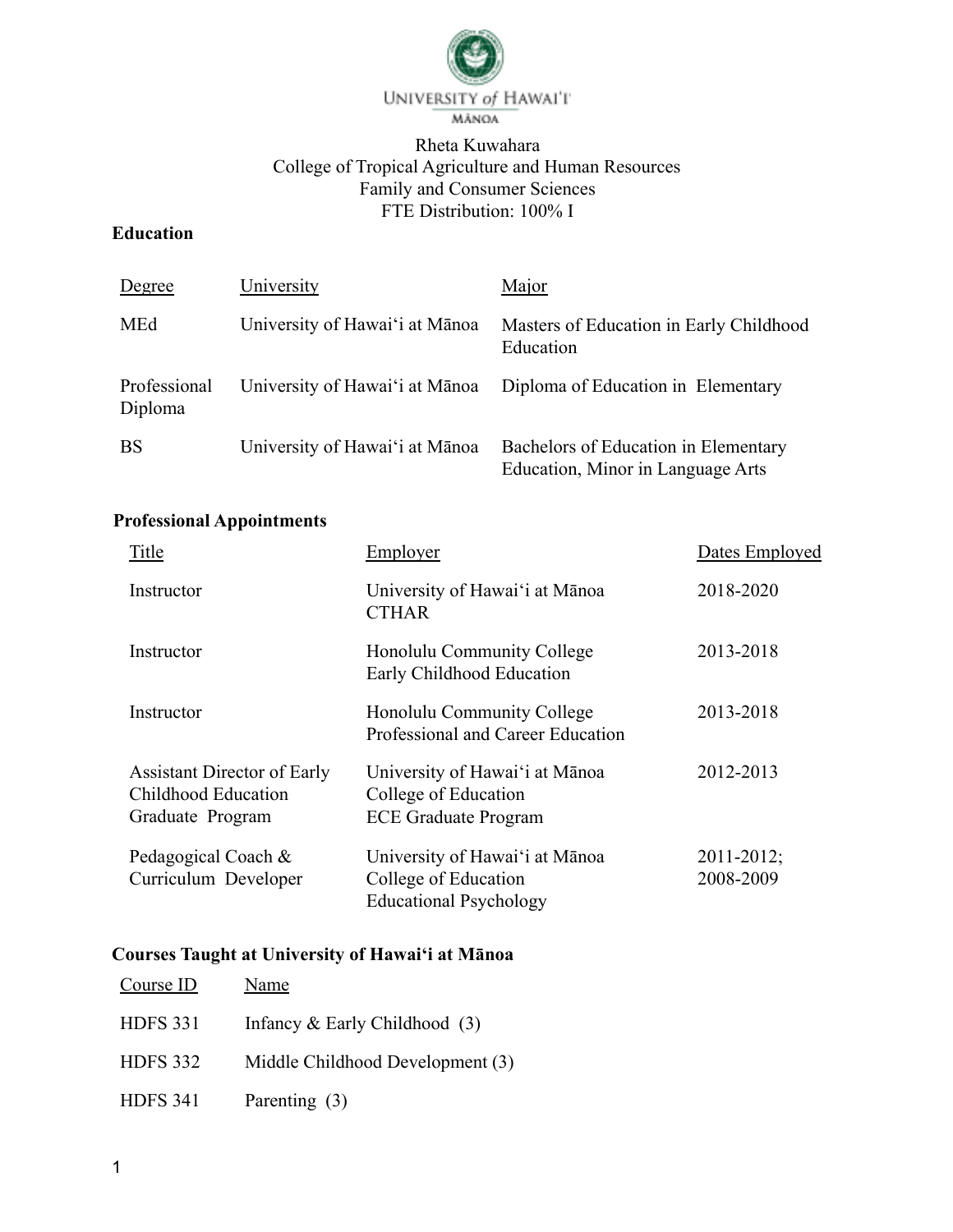Rheta Kuwahara
College of Tropical Agriculture and Human Resources
Family and Consumer Sciences
FTE Distribution: 100% I

## Education

| Degree | University | Major |
|---|---|---|
| MEd | University of Hawaiʻi at Mānoa | Masters of Education in Early Childhood Education |
| Professional Diploma | University of Hawaiʻi at Mānoa | Diploma of Education in Elementary |
| BS | University of Hawaiʻi at Mānoa | Bachelors of Education in Elementary Education, Minor in Language Arts |

## Professional Appointments

| Title | Employer | Dates Employed |
|---|---|---|
| Instructor | University of Hawaiʻi at Mānoa CTHAR | 2018-2020 |
| Instructor | Honolulu Community College Early Childhood Education | 2013-2018 |
| Instructor | Honolulu Community College Professional and Career Education | 2013-2018 |
| Assistant Director of Early Childhood Education Graduate Program | University of Hawaiʻi at Mānoa College of Education ECE Graduate Program | 2012-2013 |
| Pedagogical Coach & Curriculum Developer | University of Hawaiʻi at Mānoa College of Education Educational Psychology | 2011-2012; 2008-2009 |

## Courses Taught at University of Hawaiʻi at Mānoa

| Course ID | Name |
|---|---|
| HDFS 331 | Infancy & Early Childhood (3) |
| HDFS 332 | Middle Childhood Development (3) |
| HDFS 341 | Parenting (3) |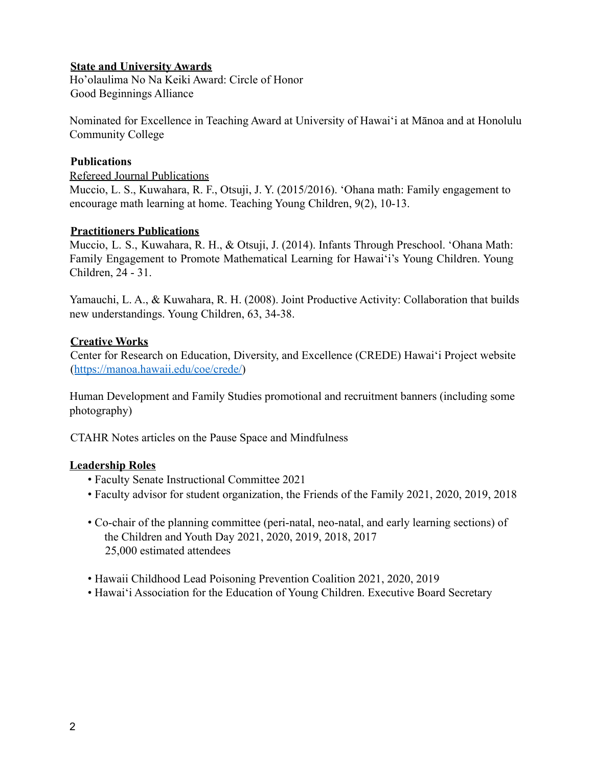**State and University Awards**

Ho'olaulima No Na Keiki Award: Circle of Honor
Good Beginnings Alliance

Nominated for Excellence in Teaching Award at University of Hawaiʻi at Mānoa and at Honolulu Community College

**Publications**

Refereed Journal Publications

Muccio, L. S., Kuwahara, R. F., Otsuji, J. Y. (2015/2016). ʻOhana math: Family engagement to encourage math learning at home. Teaching Young Children, 9(2), 10-13.

**Practitioners Publications**

Muccio, L. S., Kuwahara, R. H., & Otsuji, J. (2014). Infants Through Preschool. ʻOhana Math: Family Engagement to Promote Mathematical Learning for Hawaiʻi's Young Children. Young Children, 24 - 31.

Yamauchi, L. A., & Kuwahara, R. H. (2008). Joint Productive Activity: Collaboration that builds new understandings. Young Children, 63, 34-38.

**Creative Works**

Center for Research on Education, Diversity, and Excellence (CREDE) Hawaiʻi Project website (https://manoa.hawaii.edu/coe/crede/)

Human Development and Family Studies promotional and recruitment banners (including some photography)

CTAHR Notes articles on the Pause Space and Mindfulness

**Leadership Roles**

- Faculty Senate Instructional Committee 2021
- Faculty advisor for student organization, the Friends of the Family 2021, 2020, 2019, 2018
- Co-chair of the planning committee (peri-natal, neo-natal, and early learning sections) of the Children and Youth Day 2021, 2020, 2019, 2018, 2017
  25,000 estimated attendees
- Hawaii Childhood Lead Poisoning Prevention Coalition 2021, 2020, 2019
- Hawaiʻi Association for the Education of Young Children. Executive Board Secretary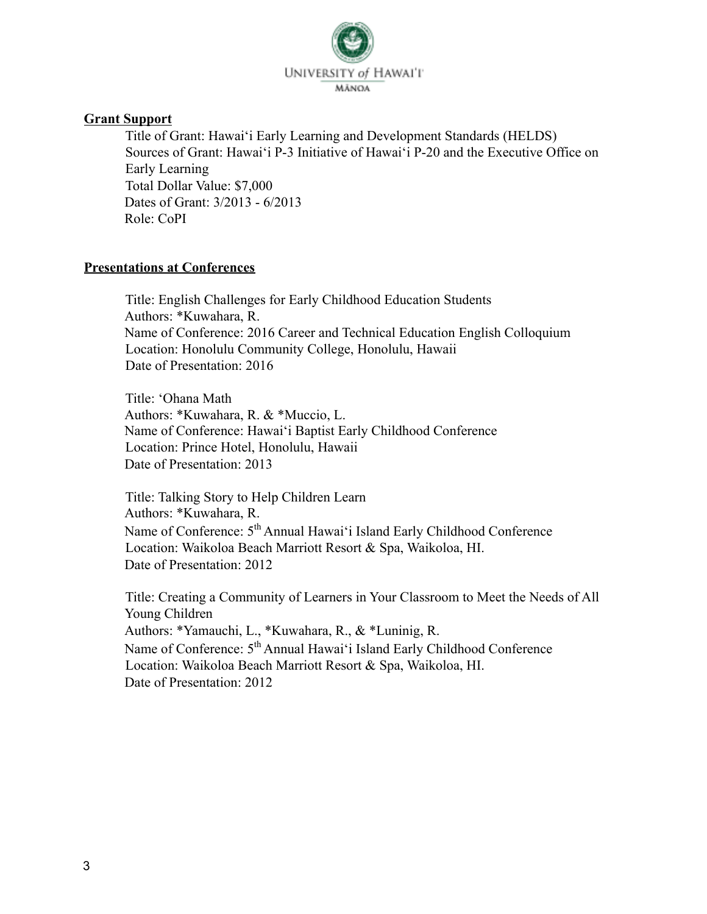**Grant Support**

Title of Grant: Hawaiʻi Early Learning and Development Standards (HELDS)
Sources of Grant: Hawaiʻi P-3 Initiative of Hawaiʻi P-20 and the Executive Office on Early Learning
Total Dollar Value: $7,000
Dates of Grant: 3/2013 - 6/2013
Role: CoPI

**Presentations at Conferences**

Title: English Challenges for Early Childhood Education Students
Authors: *Kuwahara, R.
Name of Conference: 2016 Career and Technical Education English Colloquium
Location: Honolulu Community College, Honolulu, Hawaii
Date of Presentation: 2016

Title: ʻOhana Math
Authors: *Kuwahara, R. & *Muccio, L.
Name of Conference: Hawaiʻi Baptist Early Childhood Conference
Location: Prince Hotel, Honolulu, Hawaii
Date of Presentation: 2013

Title: Talking Story to Help Children Learn
Authors: *Kuwahara, R.
Name of Conference: 5th Annual Hawaiʻi Island Early Childhood Conference
Location: Waikoloa Beach Marriott Resort & Spa, Waikoloa, HI.
Date of Presentation: 2012

Title: Creating a Community of Learners in Your Classroom to Meet the Needs of All Young Children
Authors: *Yamauchi, L., *Kuwahara, R., & *Luninig, R.
Name of Conference: 5th Annual Hawaiʻi Island Early Childhood Conference
Location: Waikoloa Beach Marriott Resort & Spa, Waikoloa, HI.
Date of Presentation: 2012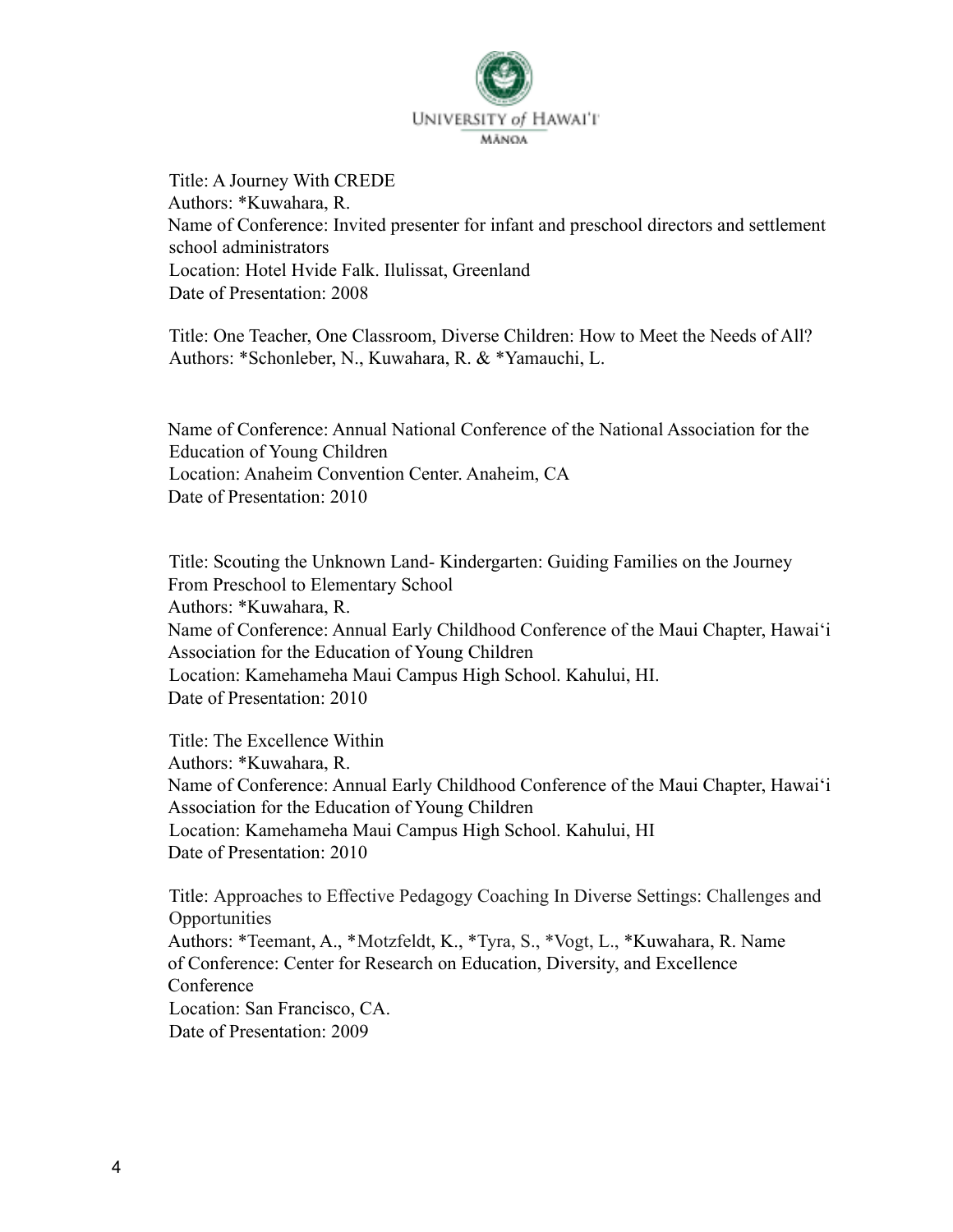Title: A Journey With CREDE
Authors: *Kuwahara, R.
Name of Conference: Invited presenter for infant and preschool directors and settlement school administrators
Location: Hotel Hvide Falk. Ilulissat, Greenland
Date of Presentation: 2008

Title: One Teacher, One Classroom, Diverse Children: How to Meet the Needs of All?
Authors: *Schonleber, N., Kuwahara, R. & *Yamauchi, L.

Name of Conference: Annual National Conference of the National Association for the Education of Young Children
Location: Anaheim Convention Center. Anaheim, CA
Date of Presentation: 2010

Title: Scouting the Unknown Land- Kindergarten: Guiding Families on the Journey From Preschool to Elementary School
Authors: *Kuwahara, R.
Name of Conference: Annual Early Childhood Conference of the Maui Chapter, Hawai'i Association for the Education of Young Children
Location: Kamehameha Maui Campus High School. Kahului, HI.
Date of Presentation: 2010

Title: The Excellence Within
Authors: *Kuwahara, R.
Name of Conference: Annual Early Childhood Conference of the Maui Chapter, Hawai'i Association for the Education of Young Children
Location: Kamehameha Maui Campus High School. Kahului, HI
Date of Presentation: 2010

Title: Approaches to Effective Pedagogy Coaching In Diverse Settings: Challenges and Opportunities
Authors: *Teemant, A., *Motzfeldt, K., *Tyra, S., *Vogt, L., *Kuwahara, R.
Name of Conference: Center for Research on Education, Diversity, and Excellence Conference
Location: San Francisco, CA.
Date of Presentation: 2009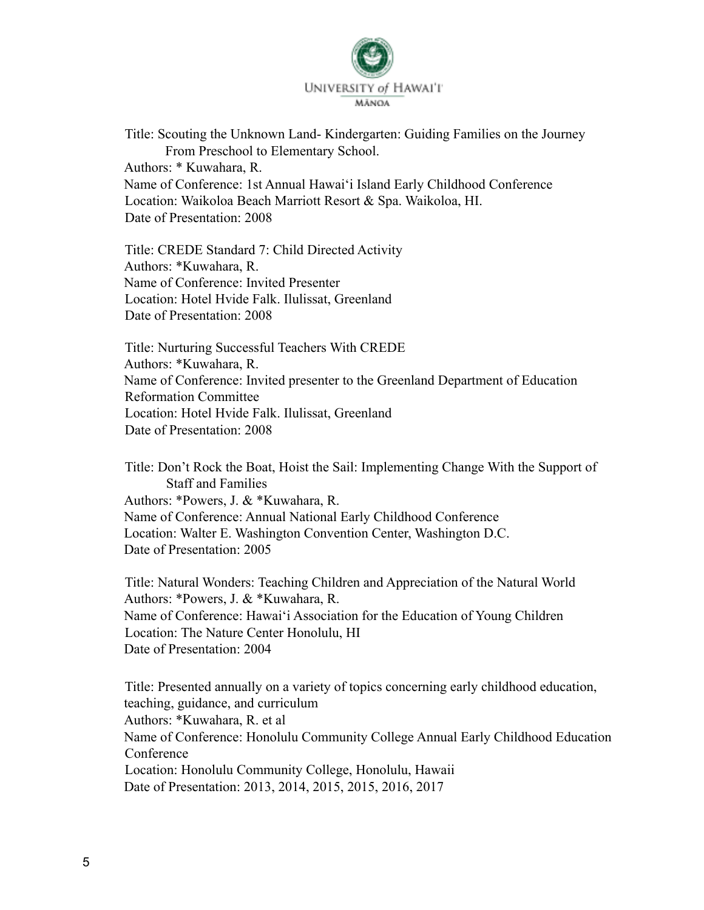Title: Scouting the Unknown Land- Kindergarten: Guiding Families on the Journey From Preschool to Elementary School.
Authors: * Kuwahara, R.
Name of Conference: 1st Annual Hawaiʻi Island Early Childhood Conference
Location: Waikoloa Beach Marriott Resort & Spa. Waikoloa, HI.
Date of Presentation: 2008

Title: CREDE Standard 7: Child Directed Activity
Authors: *Kuwahara, R.
Name of Conference: Invited Presenter
Location: Hotel Hvide Falk. Ilulissat, Greenland
Date of Presentation: 2008

Title: Nurturing Successful Teachers With CREDE
Authors: *Kuwahara, R.
Name of Conference: Invited presenter to the Greenland Department of Education Reformation Committee
Location: Hotel Hvide Falk. Ilulissat, Greenland
Date of Presentation: 2008

Title: Don't Rock the Boat, Hoist the Sail: Implementing Change With the Support of Staff and Families
Authors: *Powers, J. & *Kuwahara, R.
Name of Conference: Annual National Early Childhood Conference
Location: Walter E. Washington Convention Center, Washington D.C.
Date of Presentation: 2005

Title: Natural Wonders: Teaching Children and Appreciation of the Natural World
Authors: *Powers, J. & *Kuwahara, R.
Name of Conference: Hawaiʻi Association for the Education of Young Children
Location: The Nature Center Honolulu, HI
Date of Presentation: 2004

Title: Presented annually on a variety of topics concerning early childhood education, teaching, guidance, and curriculum
Authors: *Kuwahara, R. et al
Name of Conference: Honolulu Community College Annual Early Childhood Education Conference
Location: Honolulu Community College, Honolulu, Hawaii
Date of Presentation: 2013, 2014, 2015, 2015, 2016, 2017